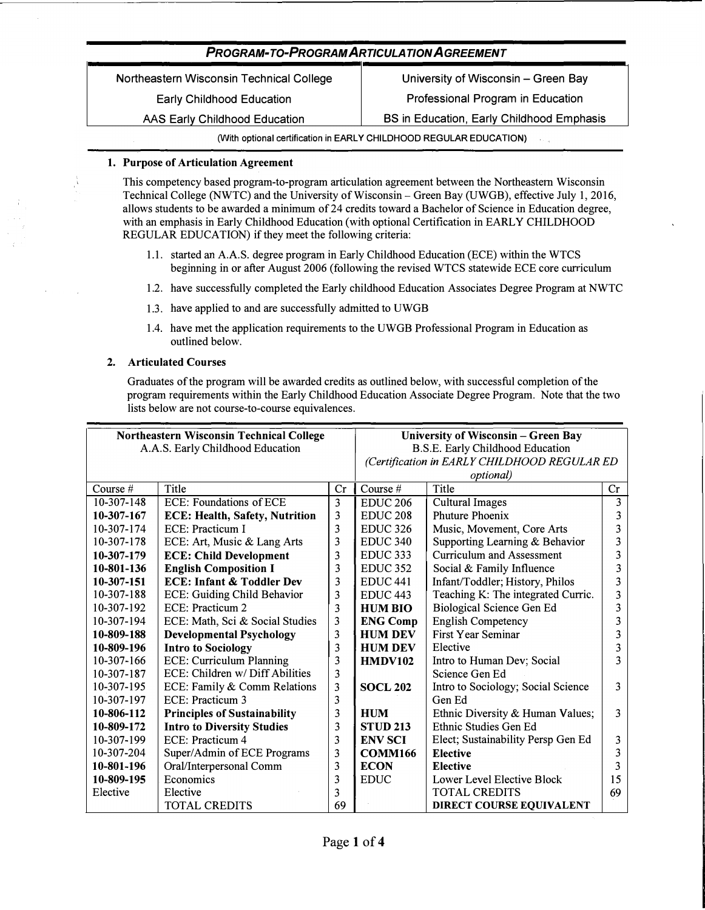# PROGRAM-TO-PROGRAM ARTICULATION AGREEMENT

| Northeastern Wisconsin Technical College | University of Wisconsin – Green Bay |
|---|---|
| Early Childhood Education | Professional Program in Education |
| AAS Early Childhood Education | BS in Education, Early Childhood Emphasis |

(With optional certification in EARLY CHILDHOOD REGULAR EDUCATION)

**1. Purpose of Articulation Agreement**

This competency based program-to-program articulation agreement between the Northeastern Wisconsin Technical College (NWTC) and the University of Wisconsin – Green Bay (UWGB), effective July 1, 2016, allows students to be awarded a minimum of 24 credits toward a Bachelor of Science in Education degree, with an emphasis in Early Childhood Education (with optional Certification in EARLY CHILDHOOD REGULAR EDUCATION) if they meet the following criteria:

1.1. started an A.A.S. degree program in Early Childhood Education (ECE) within the WTCS beginning in or after August 2006 (following the revised WTCS statewide ECE core curriculum

1.2. have successfully completed the Early childhood Education Associates Degree Program at NWTC

1.3. have applied to and are successfully admitted to UWGB

1.4. have met the application requirements to the UWGB Professional Program in Education as outlined below.

**2. Articulated Courses**

Graduates of the program will be awarded credits as outlined below, with successful completion of the program requirements within the Early Childhood Education Associate Degree Program. Note that the two lists below are not course-to-course equivalences.

| **Northeastern Wisconsin Technical College** A.A.S. Early Childhood Education | | | **University of Wisconsin – Green Bay** B.S.E. Early Childhood Education *(Certification in EARLY CHILDHOOD REGULAR ED optional)* | | |
|---|---|---|---|---|---|
| Course # | Title | Cr | Course # | Title | Cr |
| 10-307-148 | ECE: Foundations of ECE | 3 | EDUC 206 | Cultural Images | 3 |
| **10-307-167** | **ECE: Health, Safety, Nutrition** | 3 | EDUC 208 | Phuture Phoenix | 3 |
| 10-307-174 | ECE: Practicum I | 3 | EDUC 326 | Music, Movement, Core Arts | 3 |
| 10-307-178 | ECE: Art, Music & Lang Arts | 3 | EDUC 340 | Supporting Learning & Behavior | 3 |
| **10-307-179** | **ECE: Child Development** | 3 | EDUC 333 | Curriculum and Assessment | 3 |
| **10-801-136** | **English Composition I** | 3 | EDUC 352 | Social & Family Influence | 3 |
| **10-307-151** | **ECE: Infant & Toddler Dev** | 3 | EDUC 441 | Infant/Toddler; History, Philos | 3 |
| 10-307-188 | ECE: Guiding Child Behavior | 3 | EDUC 443 | Teaching K: The integrated Curric. | 3 |
| 10-307-192 | ECE: Practicum 2 | 3 | **HUM BIO** | Biological Science Gen Ed | 3 |
| 10-307-194 | ECE: Math, Sci & Social Studies | 3 | **ENG Comp** | English Competency | 3 |
| **10-809-188** | **Developmental Psychology** | 3 | **HUM DEV** | First Year Seminar | 3 |
| **10-809-196** | **Intro to Sociology** | 3 | **HUM DEV** | Elective | 3 |
| 10-307-166 | ECE: Curriculum Planning | 3 | **HMDV102** | Intro to Human Dev; Social Science Gen Ed | 3 |
| 10-307-187 | ECE: Children w/ Diff Abilities | 3 | | | |
| 10-307-195 | ECE: Family & Comm Relations | 3 | **SOCL 202** | Intro to Sociology; Social Science Gen Ed | 3 |
| 10-307-197 | ECE: Practicum 3 | 3 | | | |
| **10-806-112** | **Principles of Sustainability** | 3 | **HUM STUD 213** | Ethnic Diversity & Human Values; Ethnic Studies Gen Ed | 3 |
| **10-809-172** | **Intro to Diversity Studies** | 3 | | | |
| 10-307-199 | ECE: Practicum 4 | 3 | **ENV SCI** | Elect; Sustainability Persp Gen Ed | 3 |
| 10-307-204 | Super/Admin of ECE Programs | 3 | **COMM166** | **Elective** | 3 |
| **10-801-196** | **Oral/Interpersonal Comm** | 3 | **ECON** | **Elective** | 3 |
| **10-809-195** | **Economics** | 3 | EDUC | Lower Level Elective Block | 15 |
| Elective | Elective | 3 | | TOTAL CREDITS | 69 |
| | TOTAL CREDITS | 69 | | **DIRECT COURSE EQUIVALENT** | |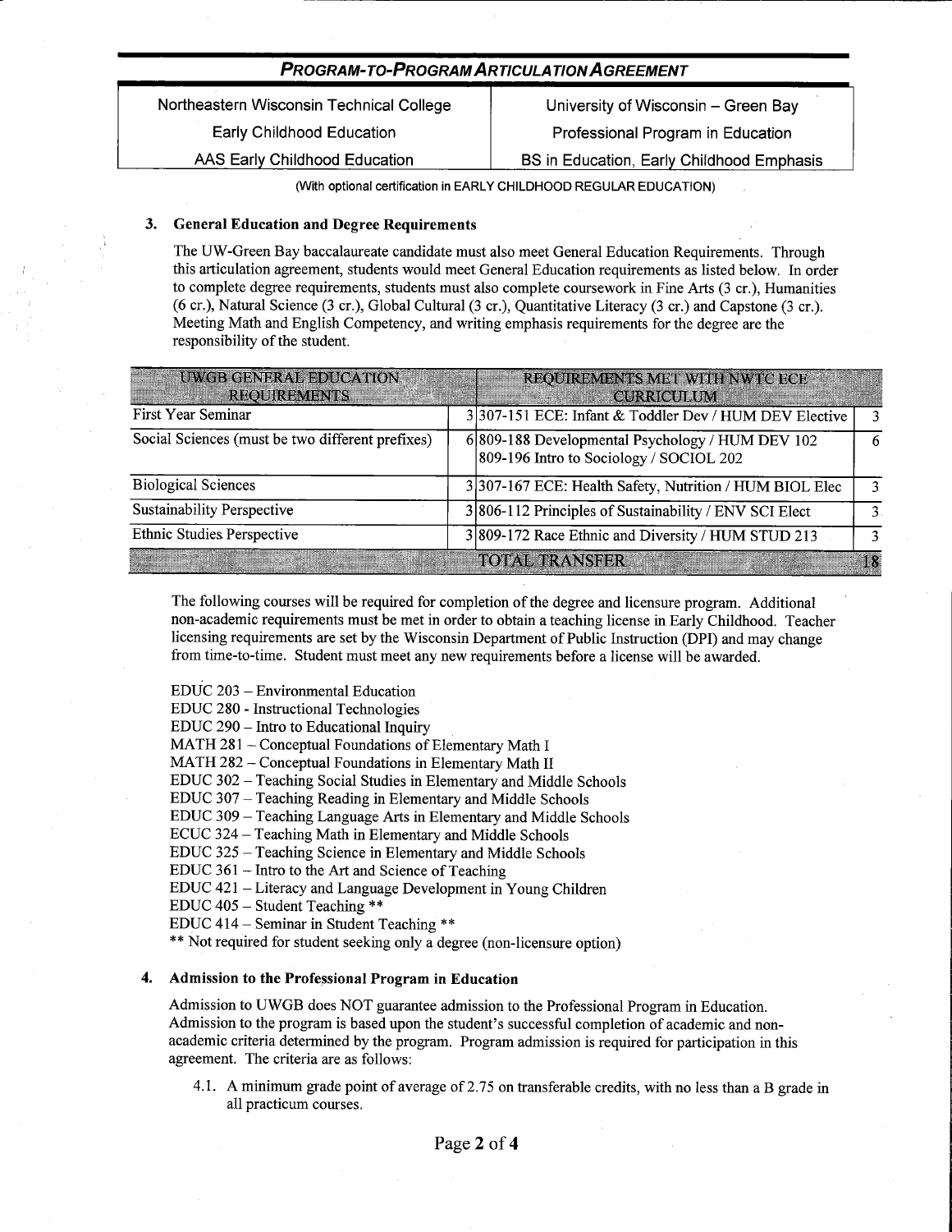## PROGRAM-TO-PROGRAM ARTICULATION AGREEMENT

| Northeastern Wisconsin Technical College | University of Wisconsin – Green Bay |
|---|---|
| Early Childhood Education | Professional Program in Education |
| AAS Early Childhood Education | BS in Education, Early Childhood Emphasis |

(With optional certification in EARLY CHILDHOOD REGULAR EDUCATION)

### 3. General Education and Degree Requirements

The UW-Green Bay baccalaureate candidate must also meet General Education Requirements. Through this articulation agreement, students would meet General Education requirements as listed below. In order to complete degree requirements, students must also complete coursework in Fine Arts (3 cr.), Humanities (6 cr.), Natural Science (3 cr.), Global Cultural (3 cr.), Quantitative Literacy (3 cr.) and Capstone (3 cr.). Meeting Math and English Competency, and writing emphasis requirements for the degree are the responsibility of the student.

| UWGB GENERAL EDUCATION REQUIREMENTS | | REQUIREMENTS MET WITH NWTC ECE CURRICULUM | |
|---|---|---|---|
| First Year Seminar | 3 | 307-151 ECE: Infant & Toddler Dev / HUM DEV Elective | 3 |
| Social Sciences (must be two different prefixes) | 6 | 809-188 Developmental Psychology / HUM DEV 102<br>809-196 Intro to Sociology / SOCIOL 202 | 6 |
| Biological Sciences | 3 | 307-167 ECE: Health Safety, Nutrition / HUM BIOL Elec | 3 |
| Sustainability Perspective | 3 | 806-112 Principles of Sustainability / ENV SCI Elect | 3 |
| Ethnic Studies Perspective | 3 | 809-172 Race Ethnic and Diversity / HUM STUD 213 | 3 |
| | | TOTAL TRANSFER | 18 |

The following courses will be required for completion of the degree and licensure program. Additional non-academic requirements must be met in order to obtain a teaching license in Early Childhood. Teacher licensing requirements are set by the Wisconsin Department of Public Instruction (DPI) and may change from time-to-time. Student must meet any new requirements before a license will be awarded.

EDUC 203 – Environmental Education
EDUC 280 - Instructional Technologies
EDUC 290 – Intro to Educational Inquiry
MATH 281 – Conceptual Foundations of Elementary Math I
MATH 282 – Conceptual Foundations in Elementary Math II
EDUC 302 – Teaching Social Studies in Elementary and Middle Schools
EDUC 307 – Teaching Reading in Elementary and Middle Schools
EDUC 309 – Teaching Language Arts in Elementary and Middle Schools
ECUC 324 – Teaching Math in Elementary and Middle Schools
EDUC 325 – Teaching Science in Elementary and Middle Schools
EDUC 361 – Intro to the Art and Science of Teaching
EDUC 421 – Literacy and Language Development in Young Children
EDUC 405 – Student Teaching **
EDUC 414 – Seminar in Student Teaching **
** Not required for student seeking only a degree (non-licensure option)

### 4. Admission to the Professional Program in Education

Admission to UWGB does NOT guarantee admission to the Professional Program in Education. Admission to the program is based upon the student's successful completion of academic and non-academic criteria determined by the program. Program admission is required for participation in this agreement. The criteria are as follows:

4.1. A minimum grade point of average of 2.75 on transferable credits, with no less than a B grade in all practicum courses.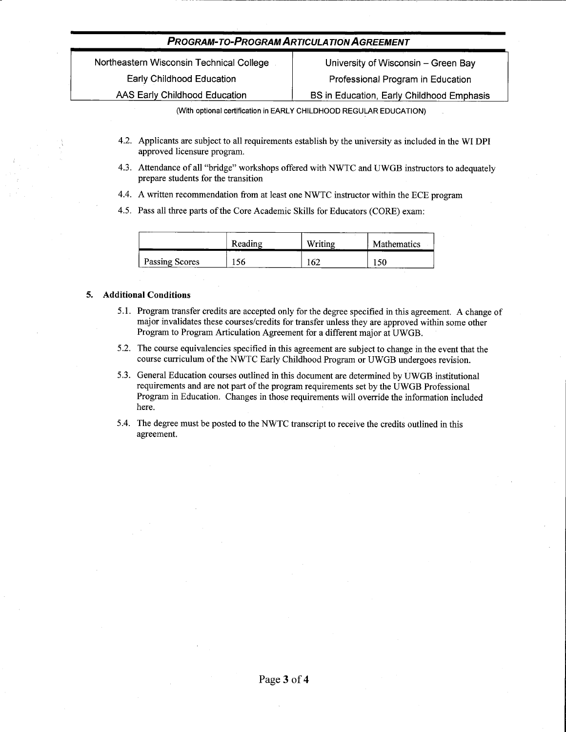| Northeastern Wisconsin Technical College | University of Wisconsin – Green Bay |
| --- | --- |
| Early Childhood Education | Professional Program in Education |
| AAS Early Childhood Education | BS in Education, Early Childhood Emphasis |

(With optional certification in EARLY CHILDHOOD REGULAR EDUCATION)

4.2. Applicants are subject to all requirements establish by the university as included in the WI DPI approved licensure program.

4.3. Attendance of all "bridge" workshops offered with NWTC and UWGB instructors to adequately prepare students for the transition

4.4. A written recommendation from at least one NWTC instructor within the ECE program

4.5. Pass all three parts of the Core Academic Skills for Educators (CORE) exam:

| | Reading | Writing | Mathematics |
| --- | --- | --- | --- |
| Passing Scores | 156 | 162 | 150 |

### 5. Additional Conditions

5.1. Program transfer credits are accepted only for the degree specified in this agreement. A change of major invalidates these courses/credits for transfer unless they are approved within some other Program to Program Articulation Agreement for a different major at UWGB.

5.2. The course equivalencies specified in this agreement are subject to change in the event that the course curriculum of the NWTC Early Childhood Program or UWGB undergoes revision.

5.3. General Education courses outlined in this document are determined by UWGB institutional requirements and are not part of the program requirements set by the UWGB Professional Program in Education. Changes in those requirements will override the information included here.

5.4. The degree must be posted to the NWTC transcript to receive the credits outlined in this agreement.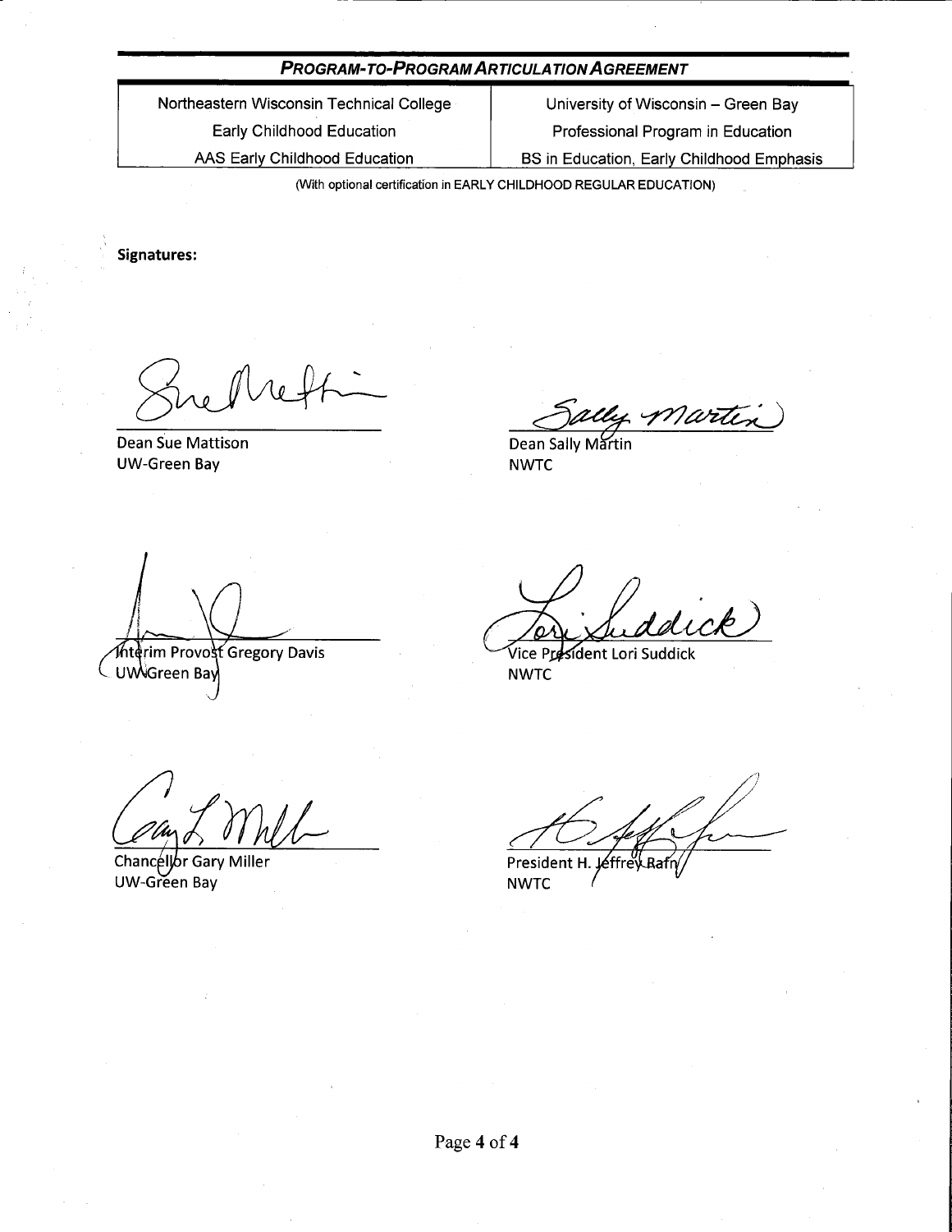## PROGRAM-TO-PROGRAM ARTICULATION AGREEMENT

| | |
|---|---|
| Northeastern Wisconsin Technical College | University of Wisconsin – Green Bay |
| Early Childhood Education | Professional Program in Education |
| AAS Early Childhood Education | BS in Education, Early Childhood Emphasis |

(With optional certification in EARLY CHILDHOOD REGULAR EDUCATION)

**Signatures:**

Dean Sue Mattison
UW-Green Bay

Dean Sally Martin
NWTC

Interim Provost Gregory Davis
UW-Green Bay

Vice President Lori Suddick
NWTC

Chancellor Gary Miller
UW-Green Bay

President H. Jeffrey Rafn
NWTC